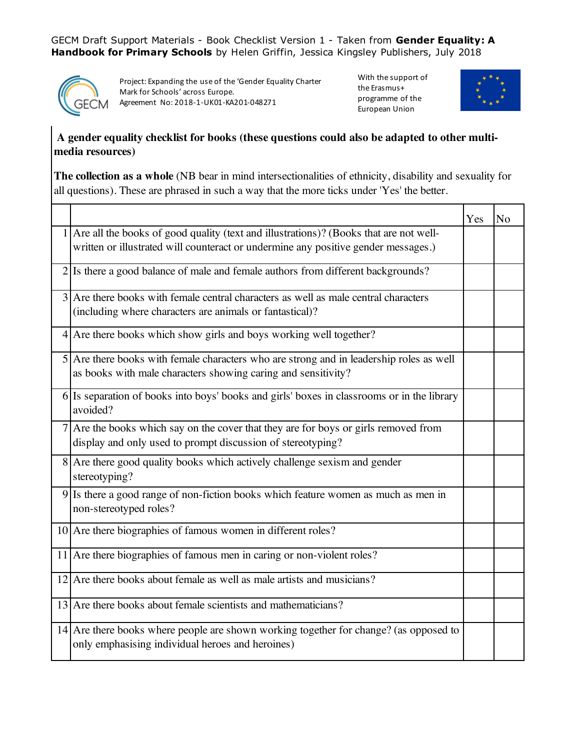GECM Draft Support Materials - Book Checklist Version 1 - Taken from **Gender Equality: A Handbook for Primary Schools** by Helen Griffin, Jessica Kingsley Publishers, July 2018

Project: Expanding the use of the 'Gender Equality Charter Mark for Schools' across Europe.
Agreement No: 2018-1-UK01-KA201-048271

With the support of the Erasmus+ programme of the European Union

**A gender equality checklist for books (these questions could also be adapted to other multi-media resources)**

**The collection as a whole** (NB bear in mind intersectionalities of ethnicity, disability and sexuality for all questions). These are phrased in such a way that the more ticks under 'Yes' the better.

| | | Yes | No |
|---|---|---|---|
| 1 | Are all the books of good quality (text and illustrations)? (Books that are not well-written or illustrated will counteract or undermine any positive gender messages.) | | |
| 2 | Is there a good balance of male and female authors from different backgrounds? | | |
| 3 | Are there books with female central characters as well as male central characters (including where characters are animals or fantastical)? | | |
| 4 | Are there books which show girls and boys working well together? | | |
| 5 | Are there books with female characters who are strong and in leadership roles as well as books with male characters showing caring and sensitivity? | | |
| 6 | Is separation of books into boys' books and girls' boxes in classrooms or in the library avoided? | | |
| 7 | Are the books which say on the cover that they are for boys or girls removed from display and only used to prompt discussion of stereotyping? | | |
| 8 | Are there good quality books which actively challenge sexism and gender stereotyping? | | |
| 9 | Is there a good range of non-fiction books which feature women as much as men in non-stereotyped roles? | | |
| 10 | Are there biographies of famous women in different roles? | | |
| 11 | Are there biographies of famous men in caring or non-violent roles? | | |
| 12 | Are there books about female as well as male artists and musicians? | | |
| 13 | Are there books about female scientists and mathematicians? | | |
| 14 | Are there books where people are shown working together for change? (as opposed to only emphasising individual heroes and heroines) | | |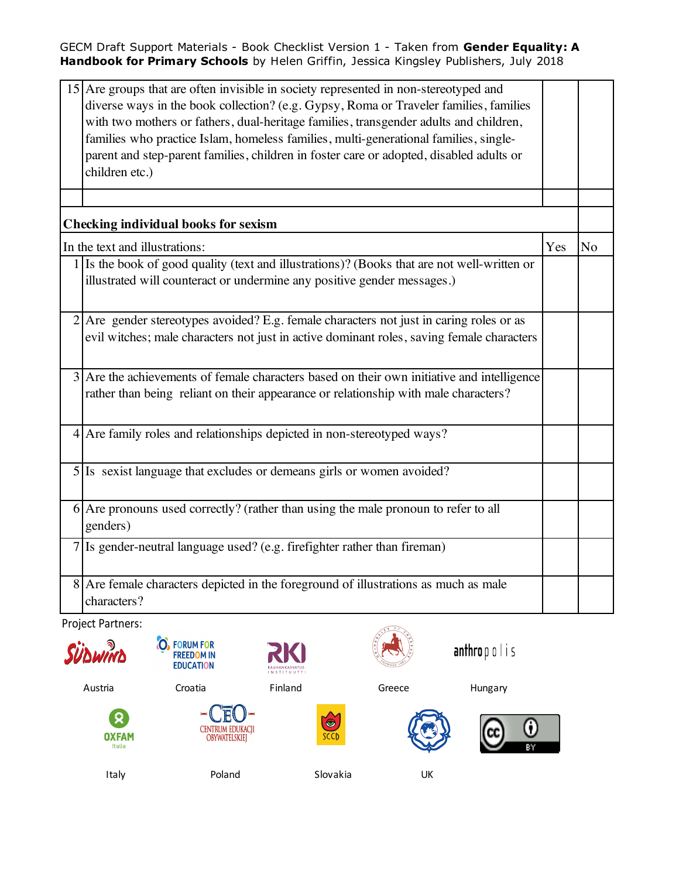GECM Draft Support Materials - Book Checklist Version 1 - Taken from **Gender Equality: A Handbook for Primary Schools** by Helen Griffin, Jessica Kingsley Publishers, July 2018

| | | | |
|---|---|---|---|
| 15 | Are groups that are often invisible in society represented in non-stereotyped and diverse ways in the book collection? (e.g. Gypsy, Roma or Traveler families, families with two mothers or fathers, dual-heritage families, transgender adults and children, families who practice Islam, homeless families, multi-generational families, single-parent and step-parent families, children in foster care or adopted, disabled adults or children etc.) | | |
| | | | |
| **Checking individual books for sexism** | | | |
| In the text and illustrations: | | Yes | No |
| 1 | Is the book of good quality (text and illustrations)? (Books that are not well-written or illustrated will counteract or undermine any positive gender messages.) | | |
| 2 | Are gender stereotypes avoided? E.g. female characters not just in caring roles or as evil witches; male characters not just in active dominant roles, saving female characters | | |
| 3 | Are the achievements of female characters based on their own initiative and intelligence rather than being reliant on their appearance or relationship with male characters? | | |
| 4 | Are family roles and relationships depicted in non-stereotyped ways? | | |
| 5 | Is sexist language that excludes or demeans girls or women avoided? | | |
| 6 | Are pronouns used correctly? (rather than using the male pronoun to refer to all genders) | | |
| 7 | Is gender-neutral language used? (e.g. firefighter rather than fireman) | | |
| 8 | Are female characters depicted in the foreground of illustrations as much as male characters? | | |

Project Partners:

Austria

Croatia

Finland

Greece

Hungary

Italy

Poland

Slovakia

UK